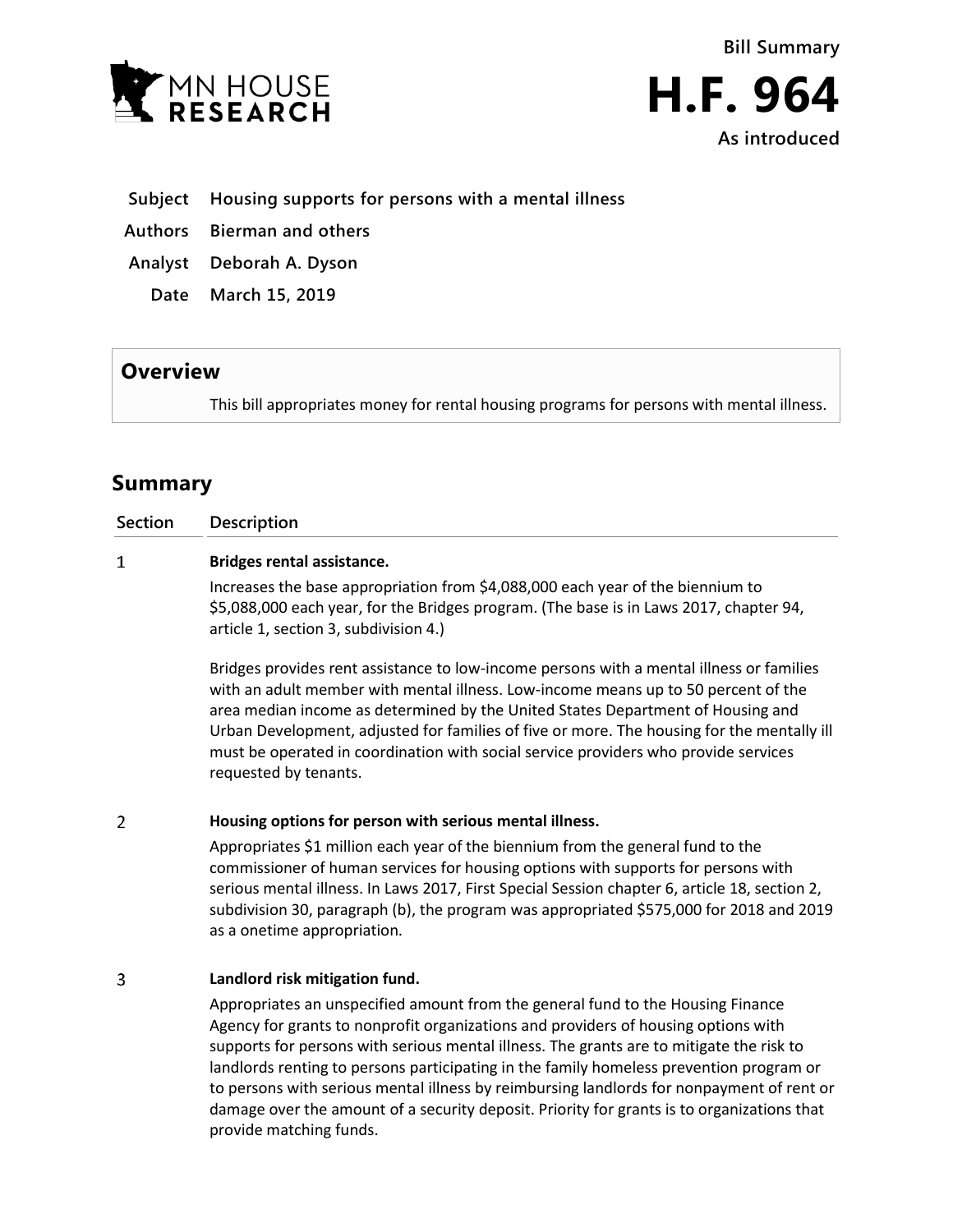**Bill Summary**

# H.F. 964

**As introduced**

| | |
|---|---|
| **Subject** | **Housing supports for persons with a mental illness** |
| **Authors** | **Bierman and others** |
| **Analyst** | **Deborah A. Dyson** |
| **Date** | **March 15, 2019** |

## Overview

This bill appropriates money for rental housing programs for persons with mental illness.

## Summary

| Section | Description |
|---|---|
| 1 | **Bridges rental assistance.**<br><br>Increases the base appropriation from \$4,088,000 each year of the biennium to \$5,088,000 each year, for the Bridges program. (The base is in Laws 2017, chapter 94, article 1, section 3, subdivision 4.)<br><br>Bridges provides rent assistance to low-income persons with a mental illness or families with an adult member with mental illness. Low-income means up to 50 percent of the area median income as determined by the United States Department of Housing and Urban Development, adjusted for families of five or more. The housing for the mentally ill must be operated in coordination with social service providers who provide services requested by tenants. |
| 2 | **Housing options for person with serious mental illness.**<br><br>Appropriates \$1 million each year of the biennium from the general fund to the commissioner of human services for housing options with supports for persons with serious mental illness. In Laws 2017, First Special Session chapter 6, article 18, section 2, subdivision 30, paragraph (b), the program was appropriated \$575,000 for 2018 and 2019 as a onetime appropriation. |
| 3 | **Landlord risk mitigation fund.**<br><br>Appropriates an unspecified amount from the general fund to the Housing Finance Agency for grants to nonprofit organizations and providers of housing options with supports for persons with serious mental illness. The grants are to mitigate the risk to landlords renting to persons participating in the family homeless prevention program or to persons with serious mental illness by reimbursing landlords for nonpayment of rent or damage over the amount of a security deposit. Priority for grants is to organizations that provide matching funds. |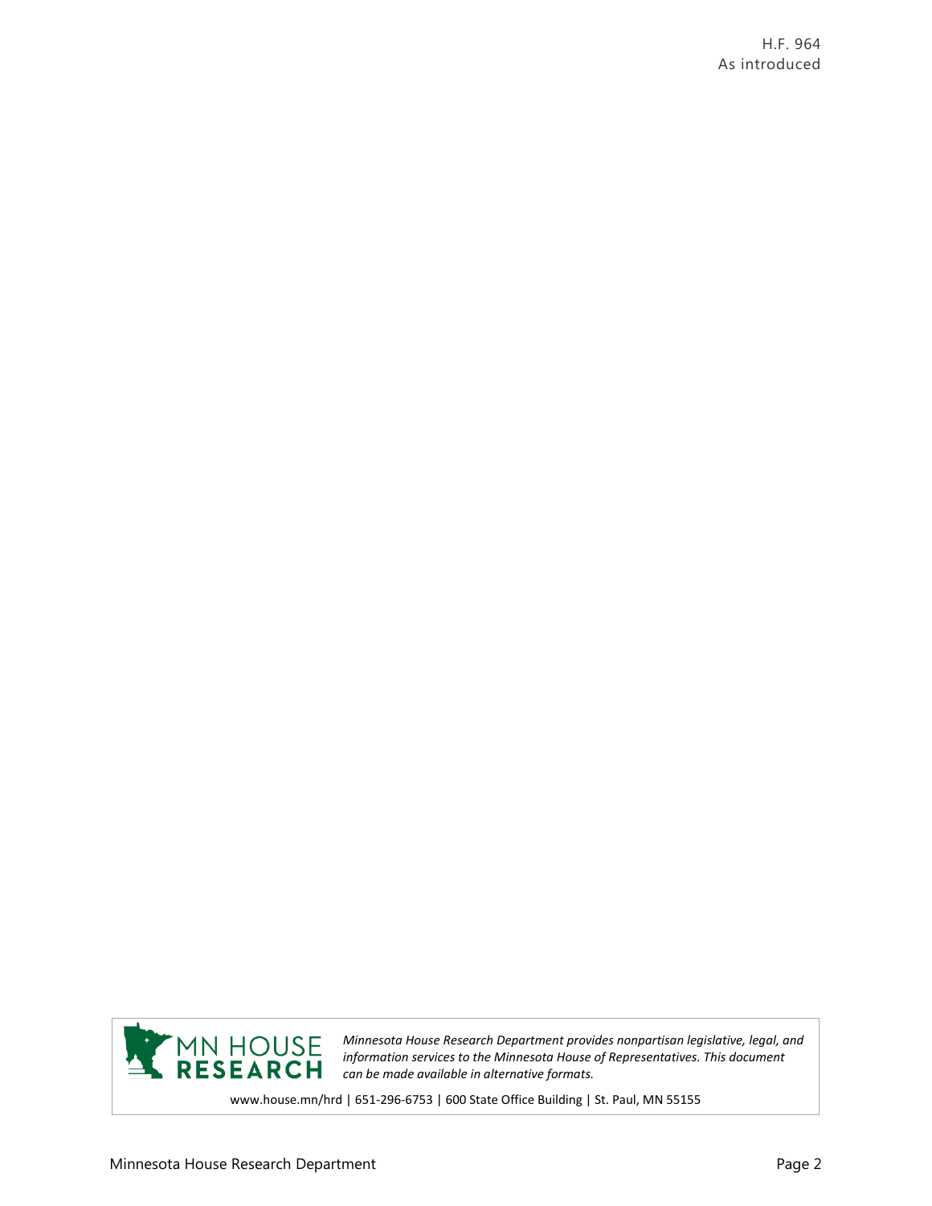MN HOUSE RESEARCH

*Minnesota House Research Department provides nonpartisan legislative, legal, and information services to the Minnesota House of Representatives. This document can be made available in alternative formats.*

www.house.mn/hrd | 651-296-6753 | 600 State Office Building | St. Paul, MN 55155